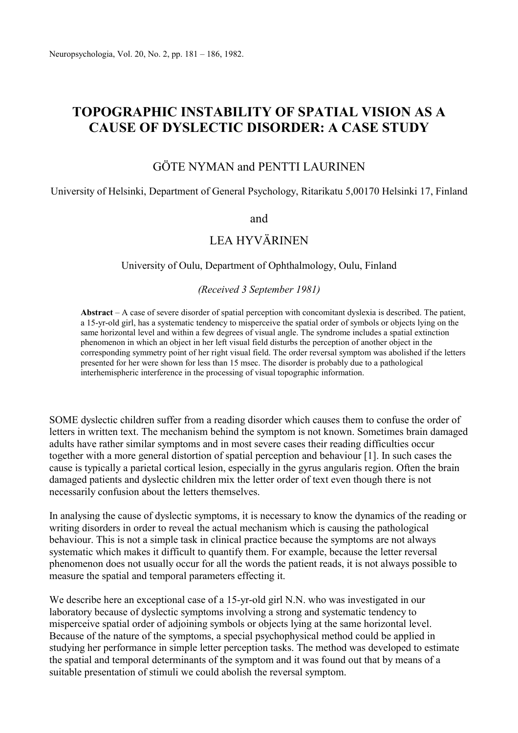Neuropsychologia, Vol. 20, No. 2, pp. 181 – 186, 1982.

# TOPOGRAPHIC INSTABILITY OF SPATIAL VISION AS A CAUSE OF DYSLECTIC DISORDER: A CASE STUDY

GÖTE NYMAN and PENTTI LAURINEN

University of Helsinki, Department of General Psychology, Ritarikatu 5,00170 Helsinki 17, Finland

and

LEA HYVÄRINEN

University of Oulu, Department of Ophthalmology, Oulu, Finland

*(Received 3 September 1981)*

**Abstract** – A case of severe disorder of spatial perception with concomitant dyslexia is described. The patient, a 15-yr-old girl, has a systematic tendency to misperceive the spatial order of symbols or objects lying on the same horizontal level and within a few degrees of visual angle. The syndrome includes a spatial extinction phenomenon in which an object in her left visual field disturbs the perception of another object in the corresponding symmetry point of her right visual field. The order reversal symptom was abolished if the letters presented for her were shown for less than 15 msec. The disorder is probably due to a pathological interhemispheric interference in the processing of visual topographic information.

SOME dyslectic children suffer from a reading disorder which causes them to confuse the order of letters in written text. The mechanism behind the symptom is not known. Sometimes brain damaged adults have rather similar symptoms and in most severe cases their reading difficulties occur together with a more general distortion of spatial perception and behaviour [1]. In such cases the cause is typically a parietal cortical lesion, especially in the gyrus angularis region. Often the brain damaged patients and dyslectic children mix the letter order of text even though there is not necessarily confusion about the letters themselves.

In analysing the cause of dyslectic symptoms, it is necessary to know the dynamics of the reading or writing disorders in order to reveal the actual mechanism which is causing the pathological behaviour. This is not a simple task in clinical practice because the symptoms are not always systematic which makes it difficult to quantify them. For example, because the letter reversal phenomenon does not usually occur for all the words the patient reads, it is not always possible to measure the spatial and temporal parameters effecting it.

We describe here an exceptional case of a 15-yr-old girl N.N. who was investigated in our laboratory because of dyslectic symptoms involving a strong and systematic tendency to misperceive spatial order of adjoining symbols or objects lying at the same horizontal level. Because of the nature of the symptoms, a special psychophysical method could be applied in studying her performance in simple letter perception tasks. The method was developed to estimate the spatial and temporal determinants of the symptom and it was found out that by means of a suitable presentation of stimuli we could abolish the reversal symptom.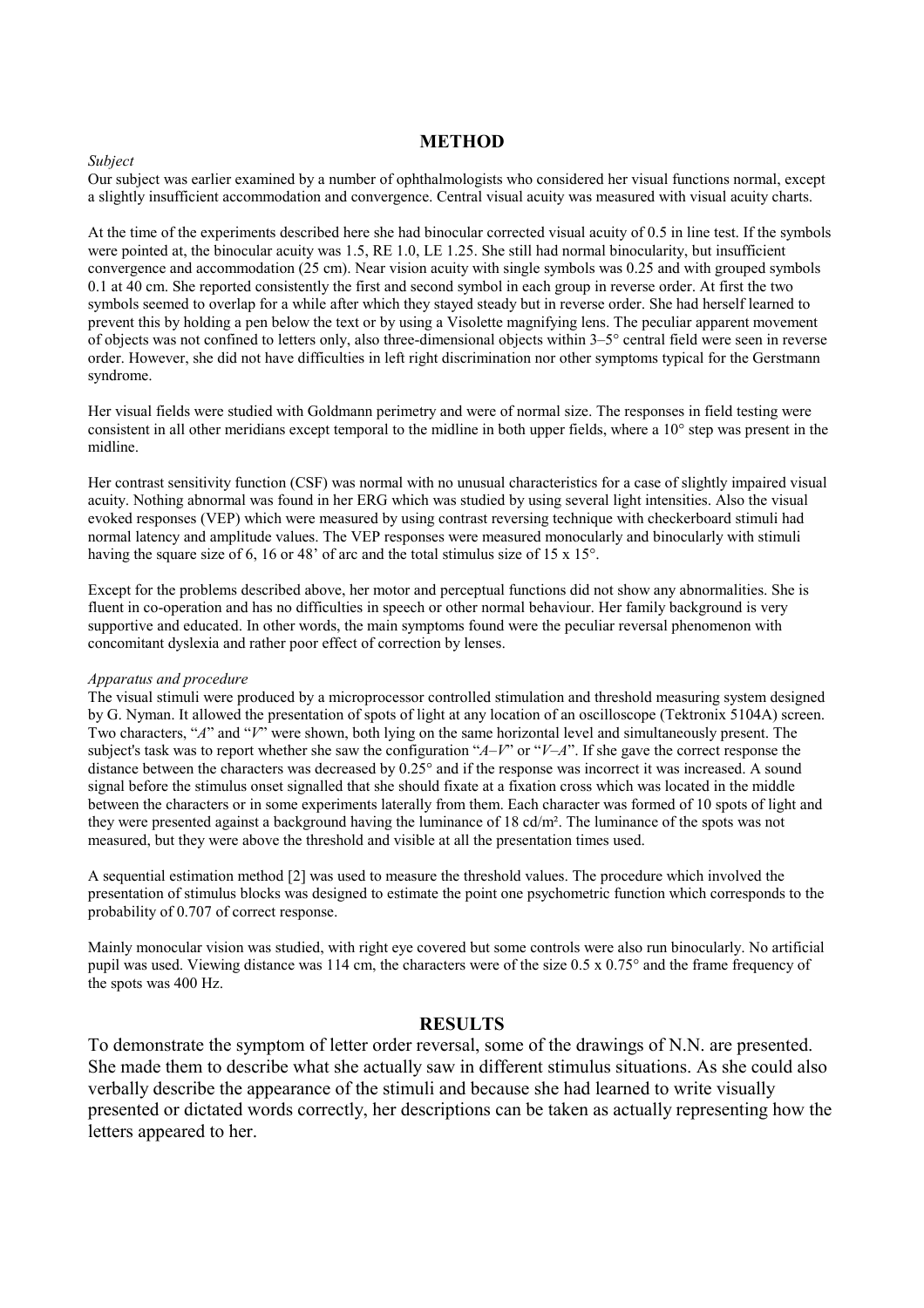## METHOD

*Subject*

Our subject was earlier examined by a number of ophthalmologists who considered her visual functions normal, except a slightly insufficient accommodation and convergence. Central visual acuity was measured with visual acuity charts.

At the time of the experiments described here she had binocular corrected visual acuity of 0.5 in line test. If the symbols were pointed at, the binocular acuity was 1.5, RE 1.0, LE 1.25. She still had normal binocularity, but insufficient convergence and accommodation (25 cm). Near vision acuity with single symbols was 0.25 and with grouped symbols 0.1 at 40 cm. She reported consistently the first and second symbol in each group in reverse order. At first the two symbols seemed to overlap for a while after which they stayed steady but in reverse order. She had herself learned to prevent this by holding a pen below the text or by using a Visolette magnifying lens. The peculiar apparent movement of objects was not confined to letters only, also three-dimensional objects within 3–5° central field were seen in reverse order. However, she did not have difficulties in left right discrimination nor other symptoms typical for the Gerstmann syndrome.

Her visual fields were studied with Goldmann perimetry and were of normal size. The responses in field testing were consistent in all other meridians except temporal to the midline in both upper fields, where a 10° step was present in the midline.

Her contrast sensitivity function (CSF) was normal with no unusual characteristics for a case of slightly impaired visual acuity. Nothing abnormal was found in her ERG which was studied by using several light intensities. Also the visual evoked responses (VEP) which were measured by using contrast reversing technique with checkerboard stimuli had normal latency and amplitude values. The VEP responses were measured monocularly and binocularly with stimuli having the square size of 6, 16 or 48' of arc and the total stimulus size of 15 x 15°.

Except for the problems described above, her motor and perceptual functions did not show any abnormalities. She is fluent in co-operation and has no difficulties in speech or other normal behaviour. Her family background is very supportive and educated. In other words, the main symptoms found were the peculiar reversal phenomenon with concomitant dyslexia and rather poor effect of correction by lenses.

*Apparatus and procedure*

The visual stimuli were produced by a microprocessor controlled stimulation and threshold measuring system designed by G. Nyman. It allowed the presentation of spots of light at any location of an oscilloscope (Tektronix 5104A) screen. Two characters, "*A*" and "*V*" were shown, both lying on the same horizontal level and simultaneously present. The subject's task was to report whether she saw the configuration "*A–V*" or "*V–A*". If she gave the correct response the distance between the characters was decreased by 0.25° and if the response was incorrect it was increased. A sound signal before the stimulus onset signalled that she should fixate at a fixation cross which was located in the middle between the characters or in some experiments laterally from them. Each character was formed of 10 spots of light and they were presented against a background having the luminance of 18 cd/m². The luminance of the spots was not measured, but they were above the threshold and visible at all the presentation times used.

A sequential estimation method [2] was used to measure the threshold values. The procedure which involved the presentation of stimulus blocks was designed to estimate the point one psychometric function which corresponds to the probability of 0.707 of correct response.

Mainly monocular vision was studied, with right eye covered but some controls were also run binocularly. No artificial pupil was used. Viewing distance was 114 cm, the characters were of the size 0.5 x 0.75° and the frame frequency of the spots was 400 Hz.

## RESULTS

To demonstrate the symptom of letter order reversal, some of the drawings of N.N. are presented. She made them to describe what she actually saw in different stimulus situations. As she could also verbally describe the appearance of the stimuli and because she had learned to write visually presented or dictated words correctly, her descriptions can be taken as actually representing how the letters appeared to her.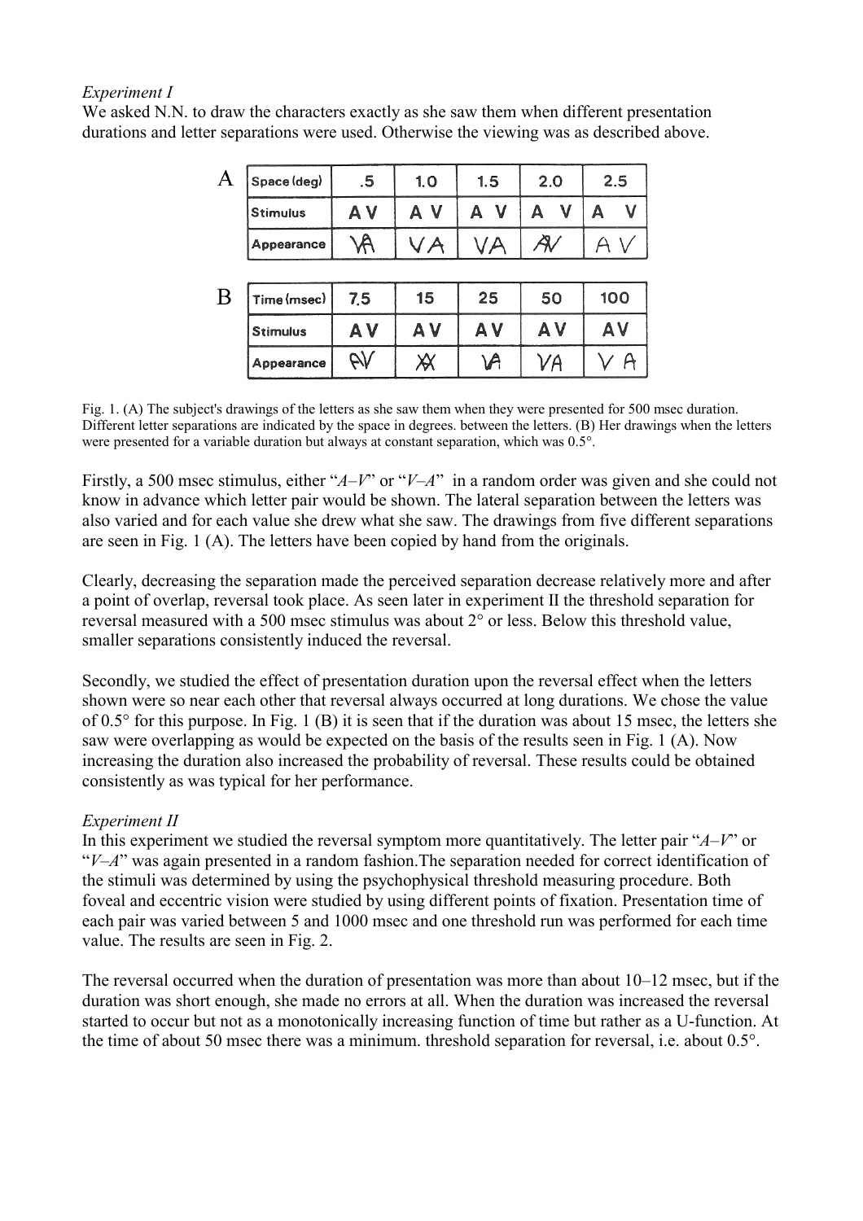*Experiment I*
We asked N.N. to draw the characters exactly as she saw them when different presentation durations and letter separations were used. Otherwise the viewing was as described above.

A

| Space (deg) | .5 | 1.0 | 1.5 | 2.0 | 2.5 |
|---|---|---|---|---|---|
| Stimulus | A V | A V | A V | A V | A V |
| Appearance | VA | VA | VA | AV | A V |

B

| Time (msec) | 7.5 | 15 | 25 | 50 | 100 |
|---|---|---|---|---|---|
| Stimulus | AV | AV | AV | AV | AV |
| Appearance | AV | XA | VA | VA | V A |

Fig. 1. (A) The subject's drawings of the letters as she saw them when they were presented for 500 msec duration. Different letter separations are indicated by the space in degrees. between the letters. (B) Her drawings when the letters were presented for a variable duration but always at constant separation, which was 0.5°.

Firstly, a 500 msec stimulus, either "*A–V*" or "*V–A*" in a random order was given and she could not know in advance which letter pair would be shown. The lateral separation between the letters was also varied and for each value she drew what she saw. The drawings from five different separations are seen in Fig. 1 (A). The letters have been copied by hand from the originals.

Clearly, decreasing the separation made the perceived separation decrease relatively more and after a point of overlap, reversal took place. As seen later in experiment II the threshold separation for reversal measured with a 500 msec stimulus was about 2° or less. Below this threshold value, smaller separations consistently induced the reversal.

Secondly, we studied the effect of presentation duration upon the reversal effect when the letters shown were so near each other that reversal always occurred at long durations. We chose the value of 0.5° for this purpose. In Fig. 1 (B) it is seen that if the duration was about 15 msec, the letters she saw were overlapping as would be expected on the basis of the results seen in Fig. 1 (A). Now increasing the duration also increased the probability of reversal. These results could be obtained consistently as was typical for her performance.

*Experiment II*
In this experiment we studied the reversal symptom more quantitatively. The letter pair "*A–V*" or "*V–A*" was again presented in a random fashion.The separation needed for correct identification of the stimuli was determined by using the psychophysical threshold measuring procedure. Both foveal and eccentric vision were studied by using different points of fixation. Presentation time of each pair was varied between 5 and 1000 msec and one threshold run was performed for each time value. The results are seen in Fig. 2.

The reversal occurred when the duration of presentation was more than about 10–12 msec, but if the duration was short enough, she made no errors at all. When the duration was increased the reversal started to occur but not as a monotonically increasing function of time but rather as a U-function. At the time of about 50 msec there was a minimum. threshold separation for reversal, i.e. about 0.5°.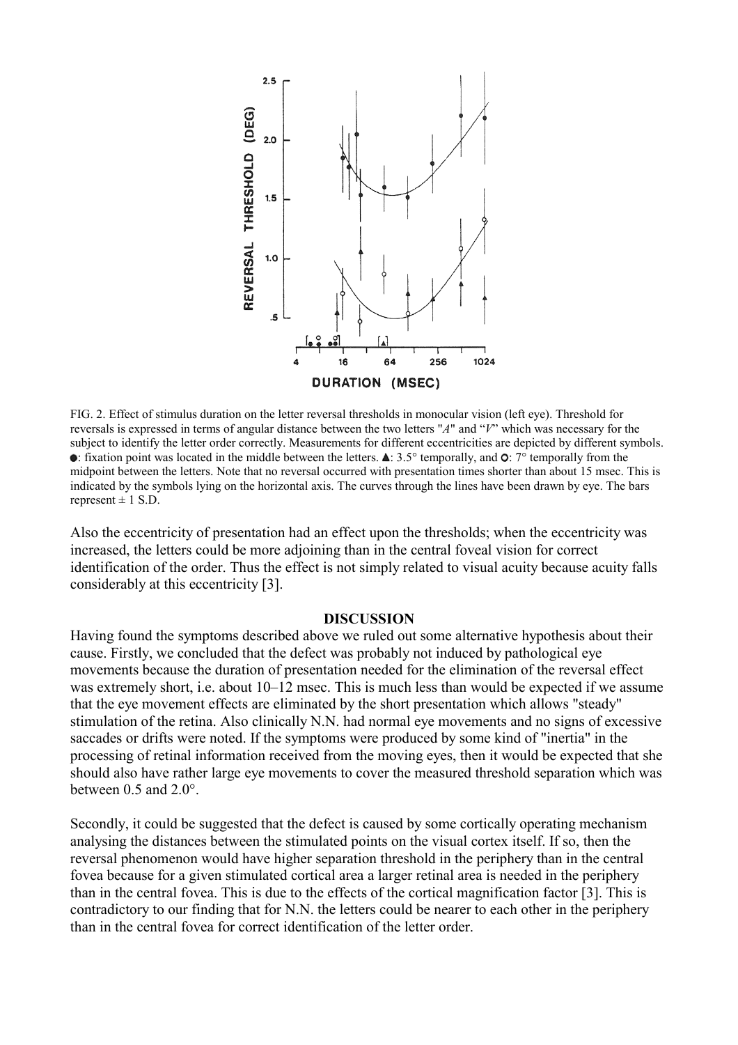FIG. 2. Effect of stimulus duration on the letter reversal thresholds in monocular vision (left eye). Threshold for reversals is expressed in terms of angular distance between the two letters "*A*" and "*V*" which was necessary for the subject to identify the letter order correctly. Measurements for different eccentricities are depicted by different symbols. ●: fixation point was located in the middle between the letters. ▲: 3.5° temporally, and ○: 7° temporally from the midpoint between the letters. Note that no reversal occurred with presentation times shorter than about 15 msec. This is indicated by the symbols lying on the horizontal axis. The curves through the lines have been drawn by eye. The bars represent ± 1 S.D.

Also the eccentricity of presentation had an effect upon the thresholds; when the eccentricity was increased, the letters could be more adjoining than in the central foveal vision for correct identification of the order. Thus the effect is not simply related to visual acuity because acuity falls considerably at this eccentricity [3].

## DISCUSSION

Having found the symptoms described above we ruled out some alternative hypothesis about their cause. Firstly, we concluded that the defect was probably not induced by pathological eye movements because the duration of presentation needed for the elimination of the reversal effect was extremely short, i.e. about 10–12 msec. This is much less than would be expected if we assume that the eye movement effects are eliminated by the short presentation which allows "steady" stimulation of the retina. Also clinically N.N. had normal eye movements and no signs of excessive saccades or drifts were noted. If the symptoms were produced by some kind of "inertia" in the processing of retinal information received from the moving eyes, then it would be expected that she should also have rather large eye movements to cover the measured threshold separation which was between 0.5 and 2.0°.

Secondly, it could be suggested that the defect is caused by some cortically operating mechanism analysing the distances between the stimulated points on the visual cortex itself. If so, then the reversal phenomenon would have higher separation threshold in the periphery than in the central fovea because for a given stimulated cortical area a larger retinal area is needed in the periphery than in the central fovea. This is due to the effects of the cortical magnification factor [3]. This is contradictory to our finding that for N.N. the letters could be nearer to each other in the periphery than in the central fovea for correct identification of the letter order.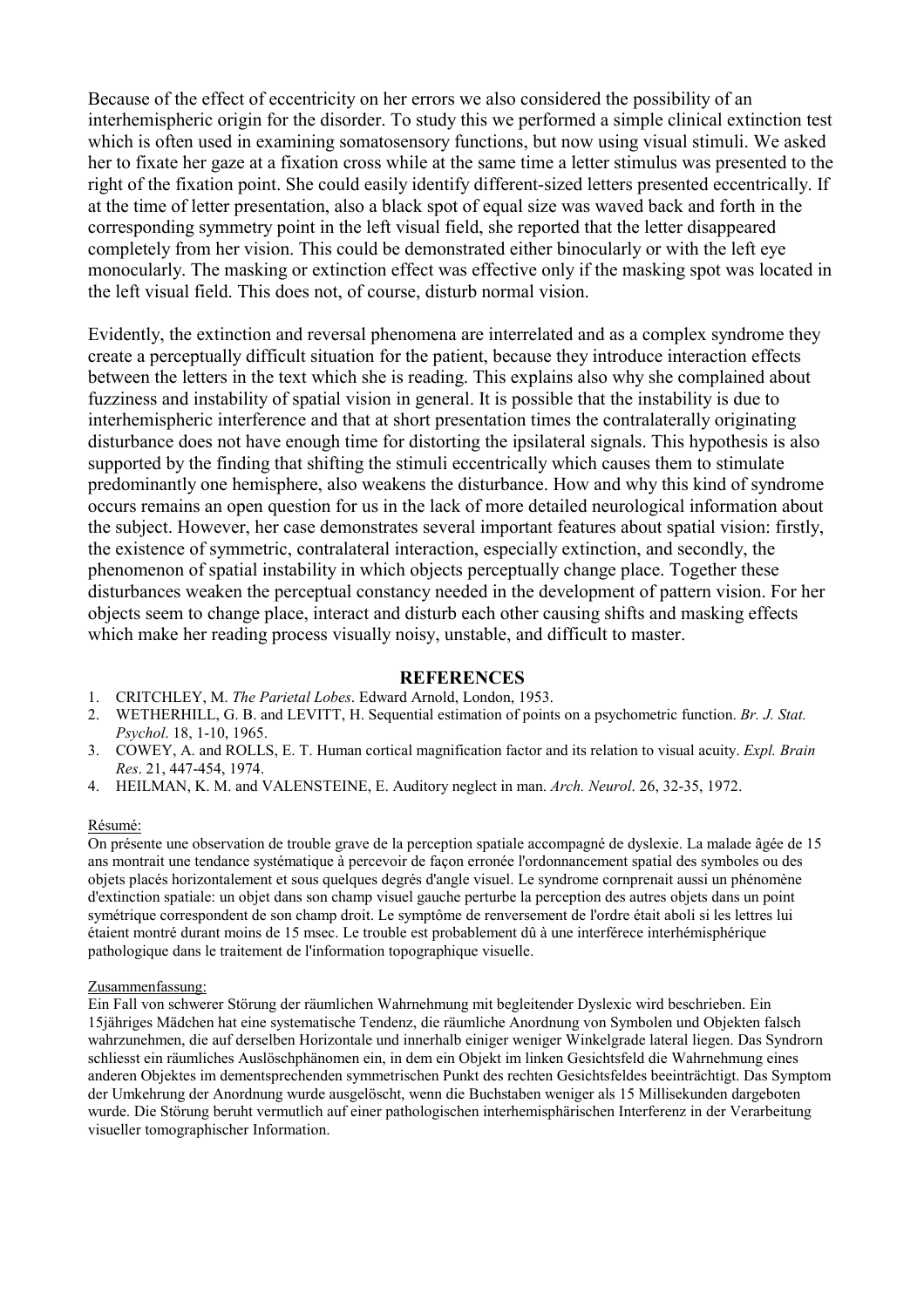Because of the effect of eccentricity on her errors we also considered the possibility of an interhemispheric origin for the disorder. To study this we performed a simple clinical extinction test which is often used in examining somatosensory functions, but now using visual stimuli. We asked her to fixate her gaze at a fixation cross while at the same time a letter stimulus was presented to the right of the fixation point. She could easily identify different-sized letters presented eccentrically. If at the time of letter presentation, also a black spot of equal size was waved back and forth in the corresponding symmetry point in the left visual field, she reported that the letter disappeared completely from her vision. This could be demonstrated either binocularly or with the left eye monocularly. The masking or extinction effect was effective only if the masking spot was located in the left visual field. This does not, of course, disturb normal vision.

Evidently, the extinction and reversal phenomena are interrelated and as a complex syndrome they create a perceptually difficult situation for the patient, because they introduce interaction effects between the letters in the text which she is reading. This explains also why she complained about fuzziness and instability of spatial vision in general. It is possible that the instability is due to interhemispheric interference and that at short presentation times the contralaterally originating disturbance does not have enough time for distorting the ipsilateral signals. This hypothesis is also supported by the finding that shifting the stimuli eccentrically which causes them to stimulate predominantly one hemisphere, also weakens the disturbance. How and why this kind of syndrome occurs remains an open question for us in the lack of more detailed neurological information about the subject. However, her case demonstrates several important features about spatial vision: firstly, the existence of symmetric, contralateral interaction, especially extinction, and secondly, the phenomenon of spatial instability in which objects perceptually change place. Together these disturbances weaken the perceptual constancy needed in the development of pattern vision. For her objects seem to change place, interact and disturb each other causing shifts and masking effects which make her reading process visually noisy, unstable, and difficult to master.

## REFERENCES

1. CRITCHLEY, M. *The Parietal Lobes*. Edward Arnold, London, 1953.
2. WETHERHILL, G. B. and LEVITT, H. Sequential estimation of points on a psychometric function. *Br. J. Stat. Psychol*. 18, 1-10, 1965.
3. COWEY, A. and ROLLS, E. T. Human cortical magnification factor and its relation to visual acuity. *Expl. Brain Res*. 21, 447-454, 1974.
4. HEILMAN, K. M. and VALENSTEINE, E. Auditory neglect in man. *Arch. Neurol*. 26, 32-35, 1972.

Résumé:

On présente une observation de trouble grave de la perception spatiale accompagné de dyslexie. La malade âgée de 15 ans montrait une tendance systématique à percevoir de façon erronée l'ordonnancement spatial des symboles ou des objets placés horizontalement et sous quelques degrés d'angle visuel. Le syndrome cornprenait aussi un phénomène d'extinction spatiale: un objet dans son champ visuel gauche perturbe la perception des autres objets dans un point symétrique correspondent de son champ droit. Le symptôme de renversement de l'ordre était aboli si les lettres lui étaient montré durant moins de 15 msec. Le trouble est probablement dû à une interférece interhémisphérique pathologique dans le traitement de l'information topographique visuelle.

Zusammenfassung:

Ein Fall von schwerer Störung der räumlichen Wahrnehmung mit begleitender Dyslexic wird beschrieben. Ein 15jähriges Mädchen hat eine systematische Tendenz, die räumliche Anordnung von Symbolen und Objekten falsch wahrzunehmen, die auf derselben Horizontale und innerhalb einiger weniger Winkelgrade lateral liegen. Das Syndrorn schliesst ein räumliches Auslöschphänomen ein, in dem ein Objekt im linken Gesichtsfeld die Wahrnehmung eines anderen Objektes im dementsprechenden symmetrischen Punkt des rechten Gesichtsfeldes beeinträchtigt. Das Symptom der Umkehrung der Anordnung wurde ausgelöscht, wenn die Buchstaben weniger als 15 Millisekunden dargeboten wurde. Die Störung beruht vermutlich auf einer pathologischen interhemisphärischen Interferenz in der Verarbeitung visueller tomographischer Information.